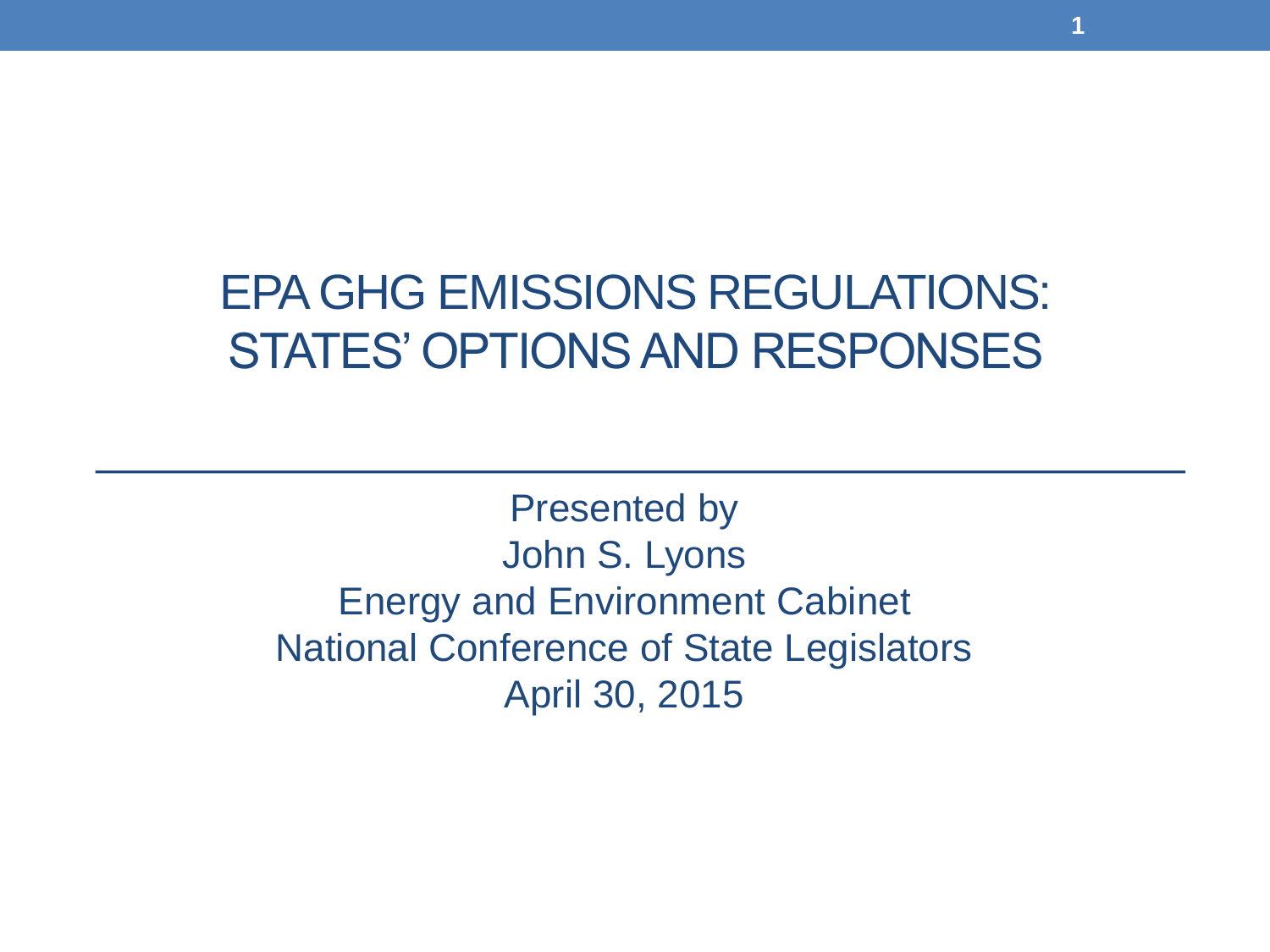# EPA GHG EMISSIONS REGULATIONS: STATES' OPTIONS AND RESPONSES

Presented by
John S. Lyons
Energy and Environment Cabinet
National Conference of State Legislators
April 30, 2015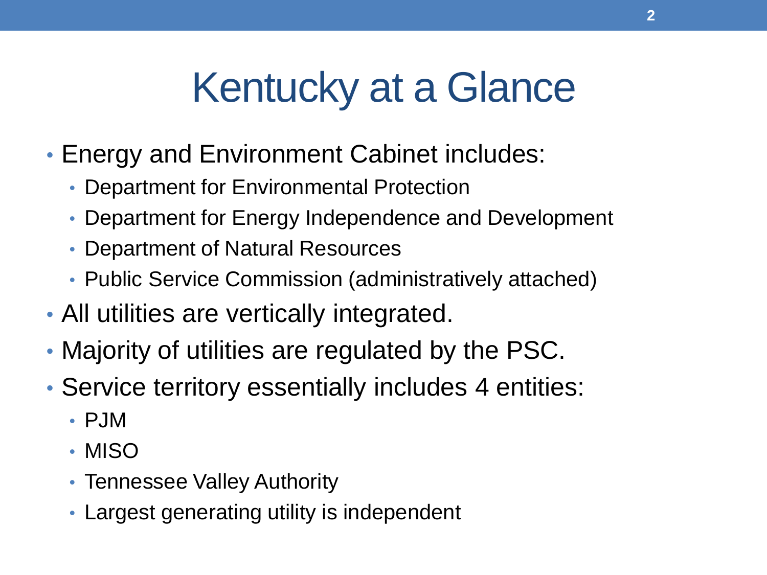# Kentucky at a Glance

- Energy and Environment Cabinet includes:
  - Department for Environmental Protection
  - Department for Energy Independence and Development
  - Department of Natural Resources
  - Public Service Commission (administratively attached)
- All utilities are vertically integrated.
- Majority of utilities are regulated by the PSC.
- Service territory essentially includes 4 entities:
  - PJM
  - MISO
  - Tennessee Valley Authority
  - Largest generating utility is independent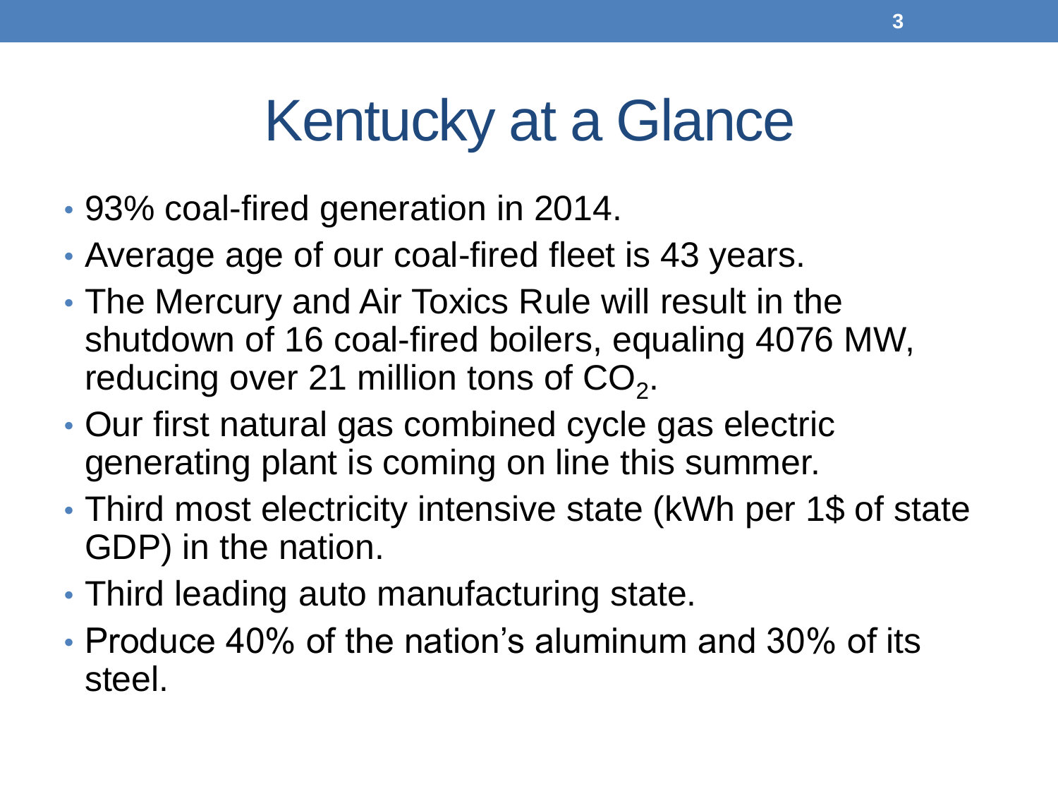# Kentucky at a Glance

- 93% coal-fired generation in 2014.
- Average age of our coal-fired fleet is 43 years.
- The Mercury and Air Toxics Rule will result in the shutdown of 16 coal-fired boilers, equaling 4076 MW, reducing over 21 million tons of $CO_2$.
- Our first natural gas combined cycle gas electric generating plant is coming on line this summer.
- Third most electricity intensive state (kWh per 1$ of state GDP) in the nation.
- Third leading auto manufacturing state.
- Produce 40% of the nation's aluminum and 30% of its steel.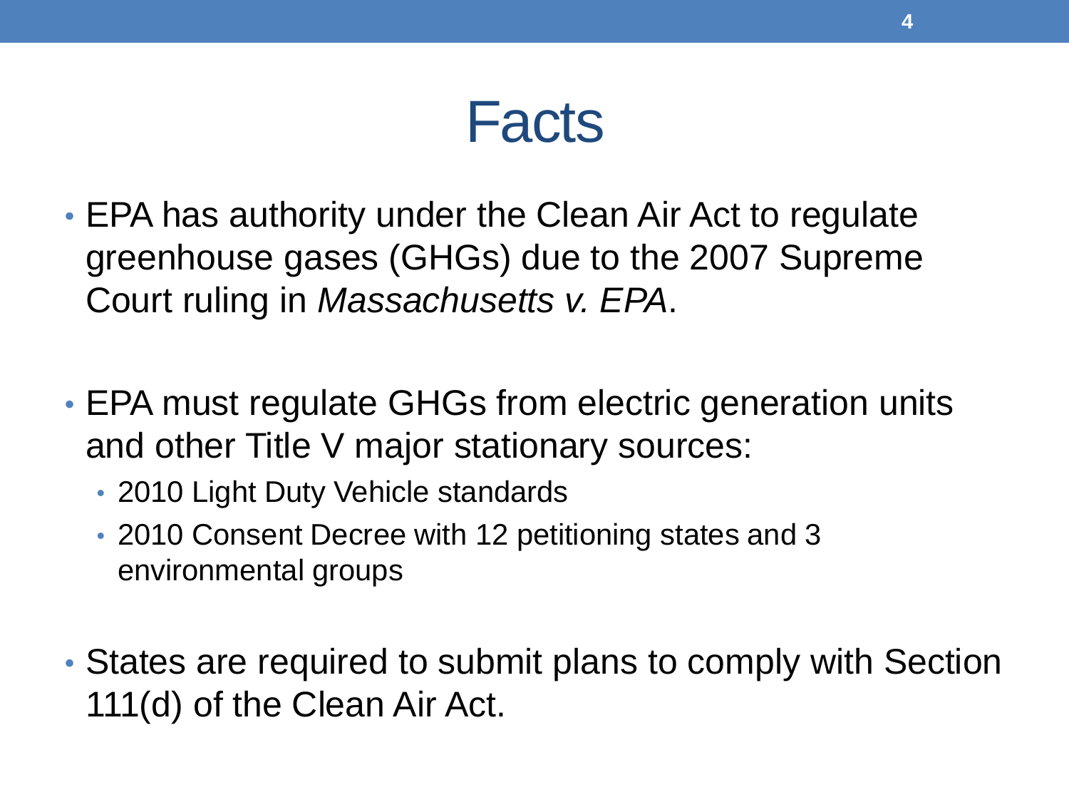# Facts

- EPA has authority under the Clean Air Act to regulate greenhouse gases (GHGs) due to the 2007 Supreme Court ruling in *Massachusetts v. EPA*.

- EPA must regulate GHGs from electric generation units and other Title V major stationary sources:
  - 2010 Light Duty Vehicle standards
  - 2010 Consent Decree with 12 petitioning states and 3 environmental groups

- States are required to submit plans to comply with Section 111(d) of the Clean Air Act.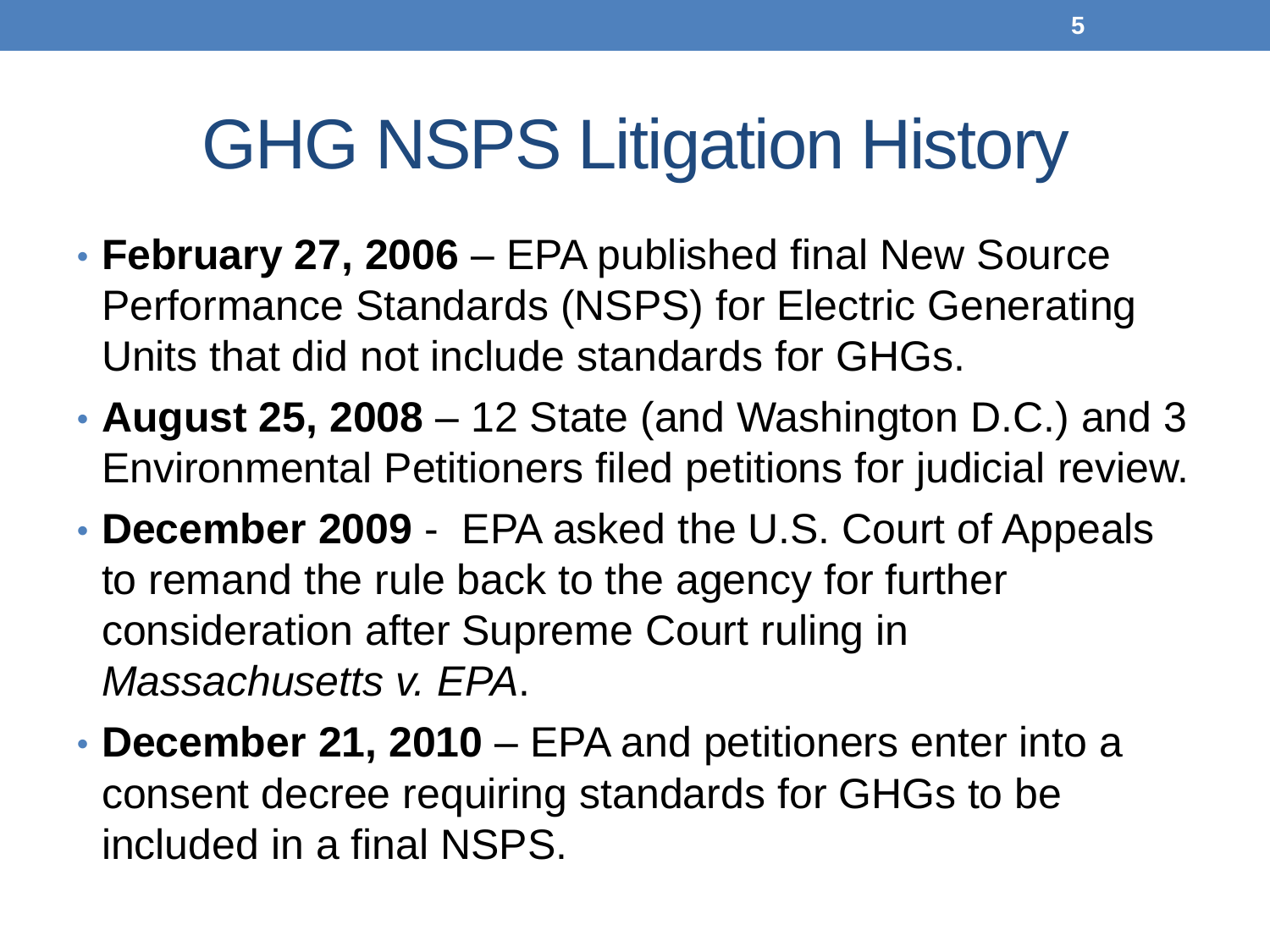# GHG NSPS Litigation History

- **February 27, 2006** – EPA published final New Source Performance Standards (NSPS) for Electric Generating Units that did not include standards for GHGs.
- **August 25, 2008** – 12 State (and Washington D.C.) and 3 Environmental Petitioners filed petitions for judicial review.
- **December 2009** - EPA asked the U.S. Court of Appeals to remand the rule back to the agency for further consideration after Supreme Court ruling in *Massachusetts v. EPA*.
- **December 21, 2010** – EPA and petitioners enter into a consent decree requiring standards for GHGs to be included in a final NSPS.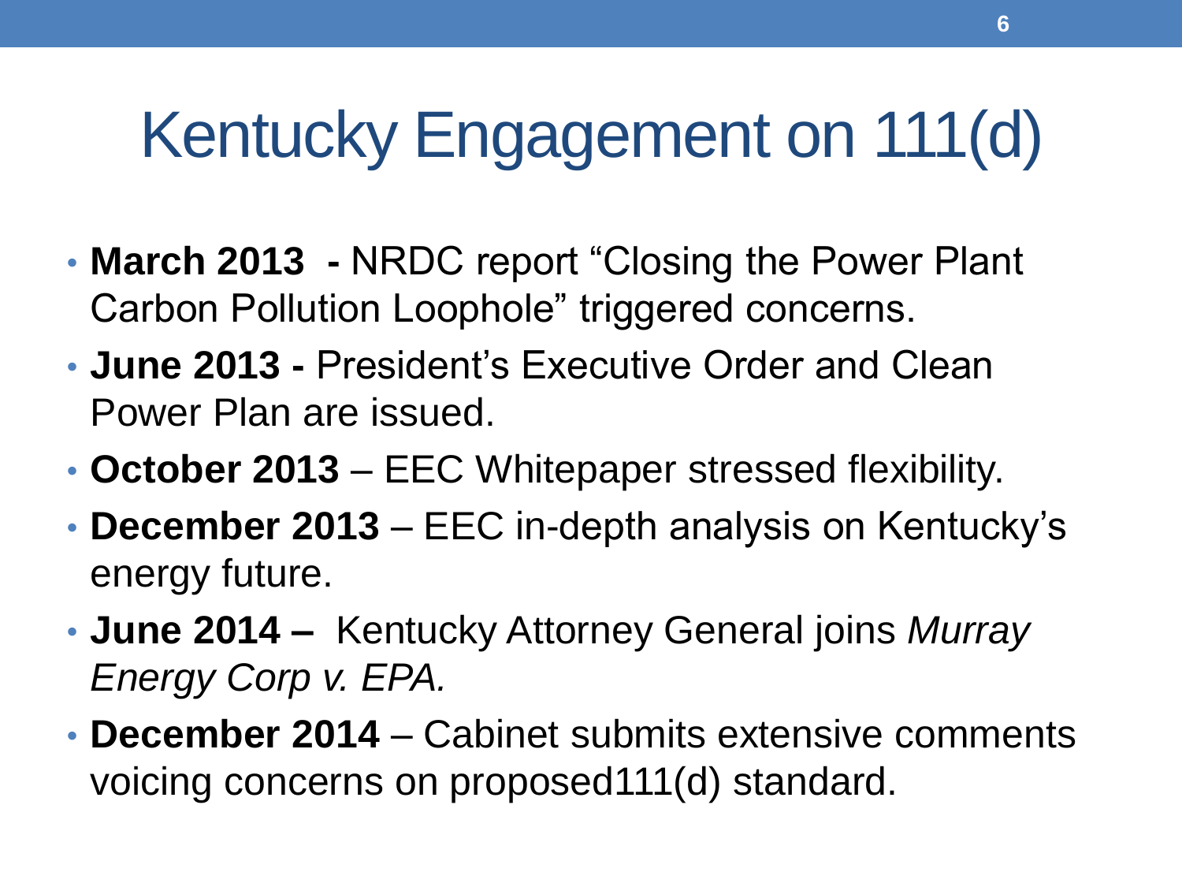# Kentucky Engagement on 111(d)

- **March 2013 -** NRDC report "Closing the Power Plant Carbon Pollution Loophole" triggered concerns.
- **June 2013 -** President's Executive Order and Clean Power Plan are issued.
- **October 2013** – EEC Whitepaper stressed flexibility.
- **December 2013** – EEC in-depth analysis on Kentucky's energy future.
- **June 2014 –** Kentucky Attorney General joins *Murray Energy Corp v. EPA.*
- **December 2014** – Cabinet submits extensive comments voicing concerns on proposed111(d) standard.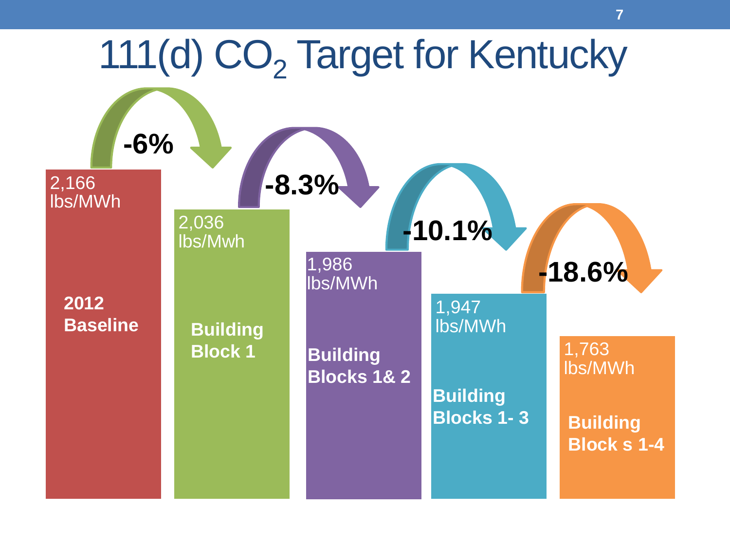# 111(d) $CO_2$ Target for Kentucky

**2012 Baseline**
2,166 lbs/MWh

**-6%**

**Building Block 1**
2,036 lbs/Mwh

**-8.3%**

**Building Blocks 1& 2**
1,986 lbs/MWh

**-10.1%**

**Building Blocks 1- 3**
1,947 lbs/MWh

**-18.6%**

**Building Block s 1-4**
1,763 lbs/MWh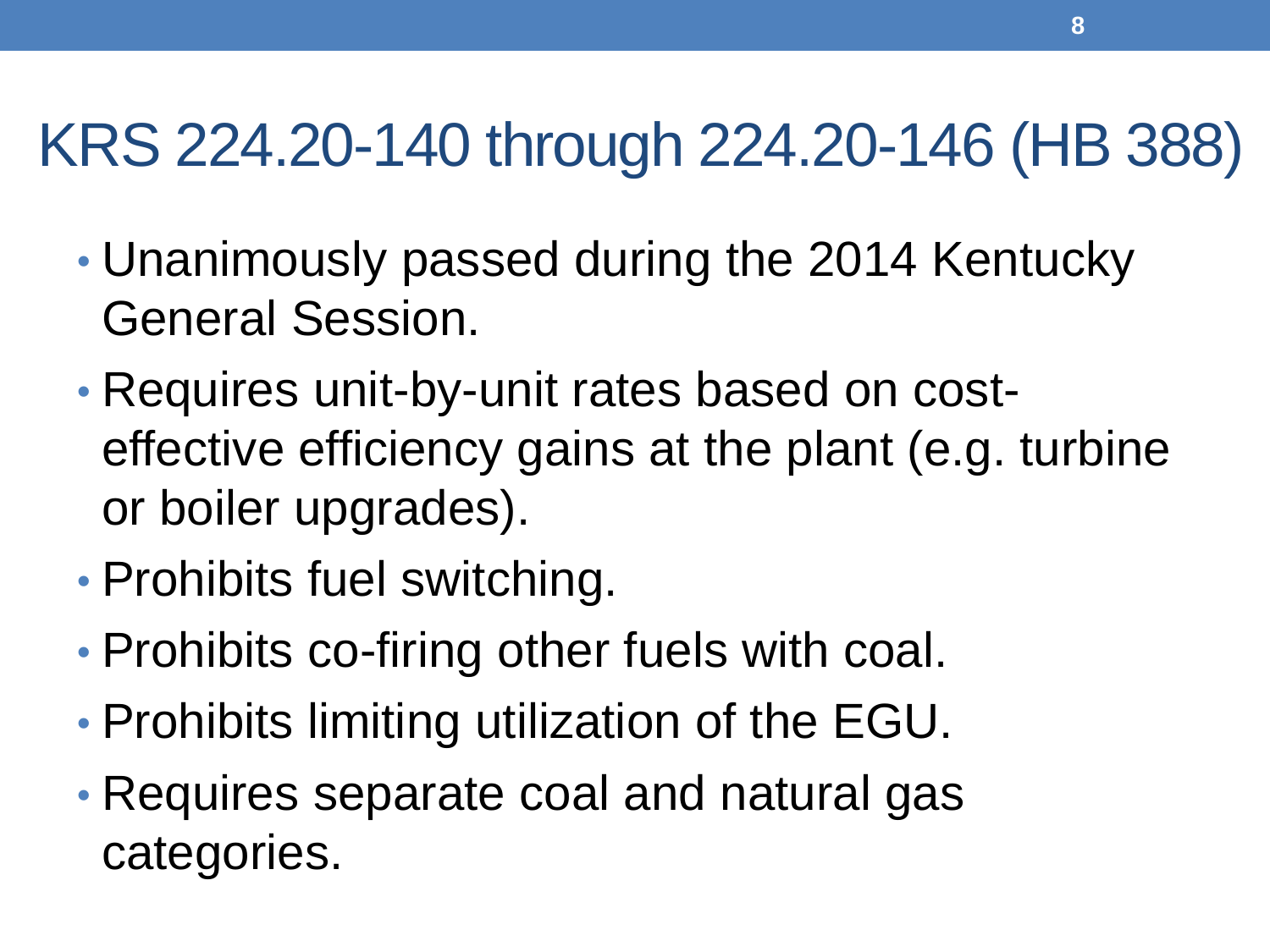# KRS 224.20-140 through 224.20-146 (HB 388)

- Unanimously passed during the 2014 Kentucky General Session.
- Requires unit-by-unit rates based on cost-effective efficiency gains at the plant (e.g. turbine or boiler upgrades).
- Prohibits fuel switching.
- Prohibits co-firing other fuels with coal.
- Prohibits limiting utilization of the EGU.
- Requires separate coal and natural gas categories.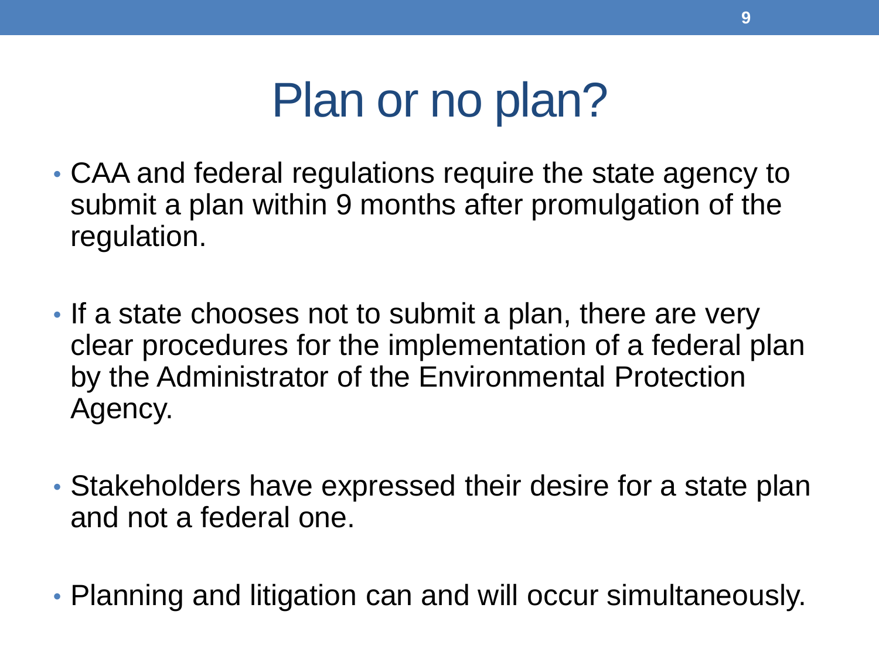# Plan or no plan?

- CAA and federal regulations require the state agency to submit a plan within 9 months after promulgation of the regulation.

- If a state chooses not to submit a plan, there are very clear procedures for the implementation of a federal plan by the Administrator of the Environmental Protection Agency.

- Stakeholders have expressed their desire for a state plan and not a federal one.

- Planning and litigation can and will occur simultaneously.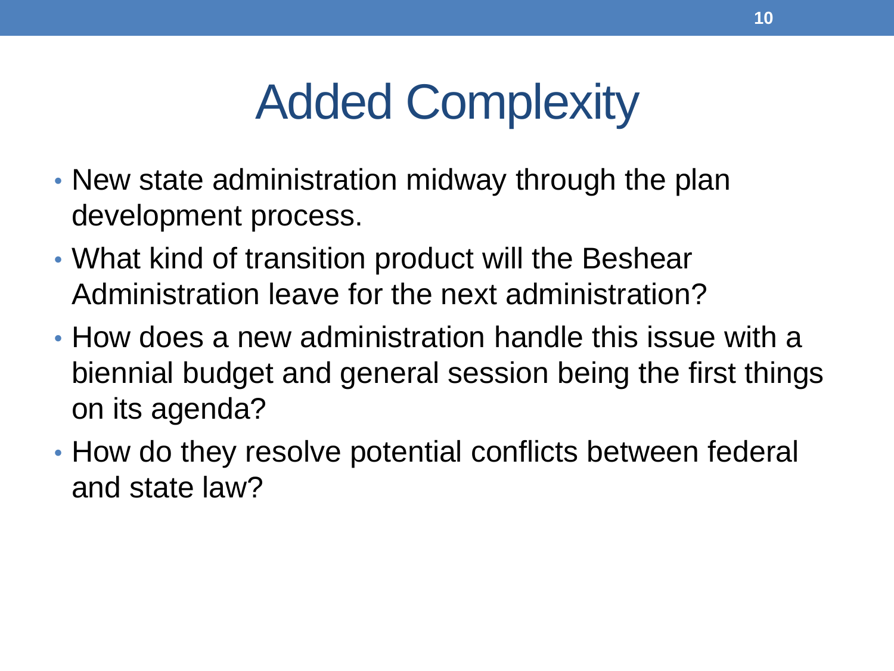# Added Complexity

- New state administration midway through the plan development process.
- What kind of transition product will the Beshear Administration leave for the next administration?
- How does a new administration handle this issue with a biennial budget and general session being the first things on its agenda?
- How do they resolve potential conflicts between federal and state law?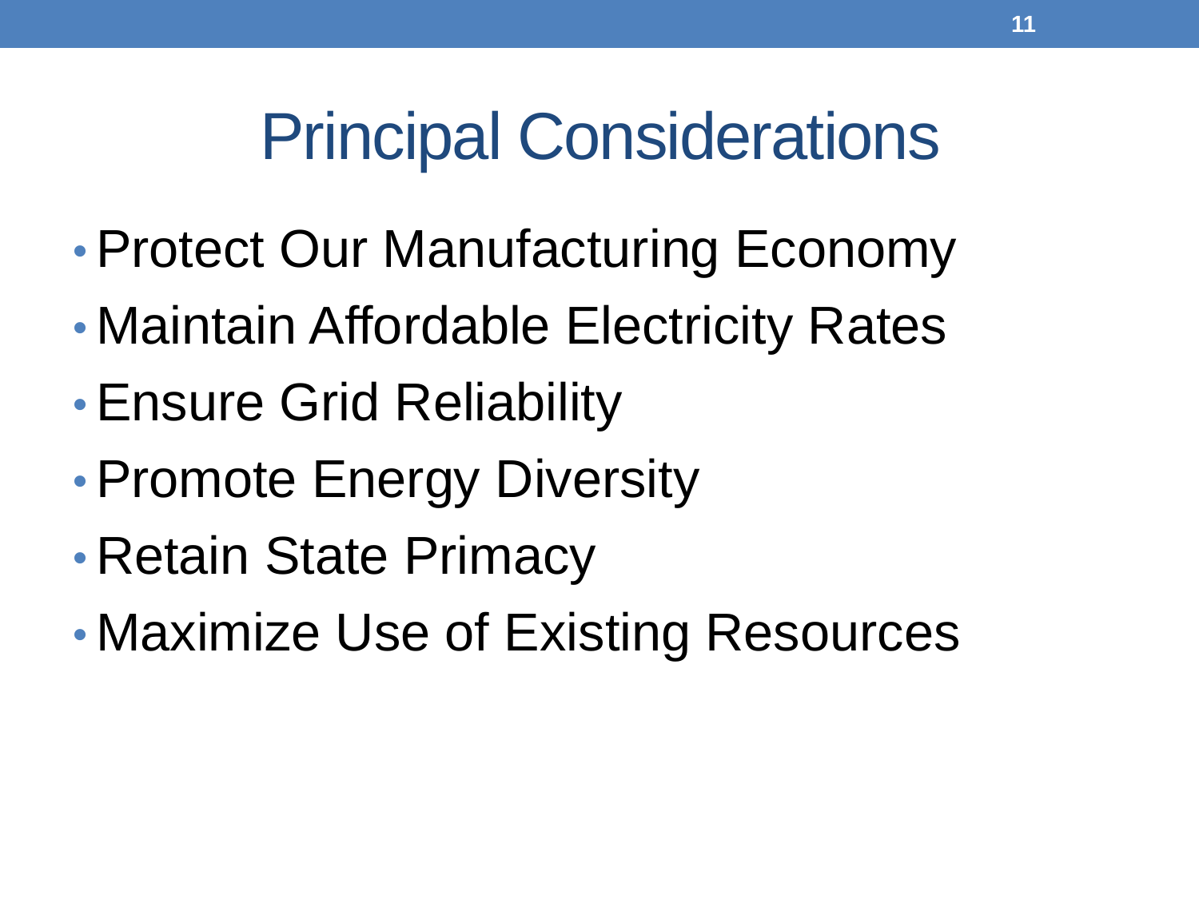# Principal Considerations

- Protect Our Manufacturing Economy
- Maintain Affordable Electricity Rates
- Ensure Grid Reliability
- Promote Energy Diversity
- Retain State Primacy
- Maximize Use of Existing Resources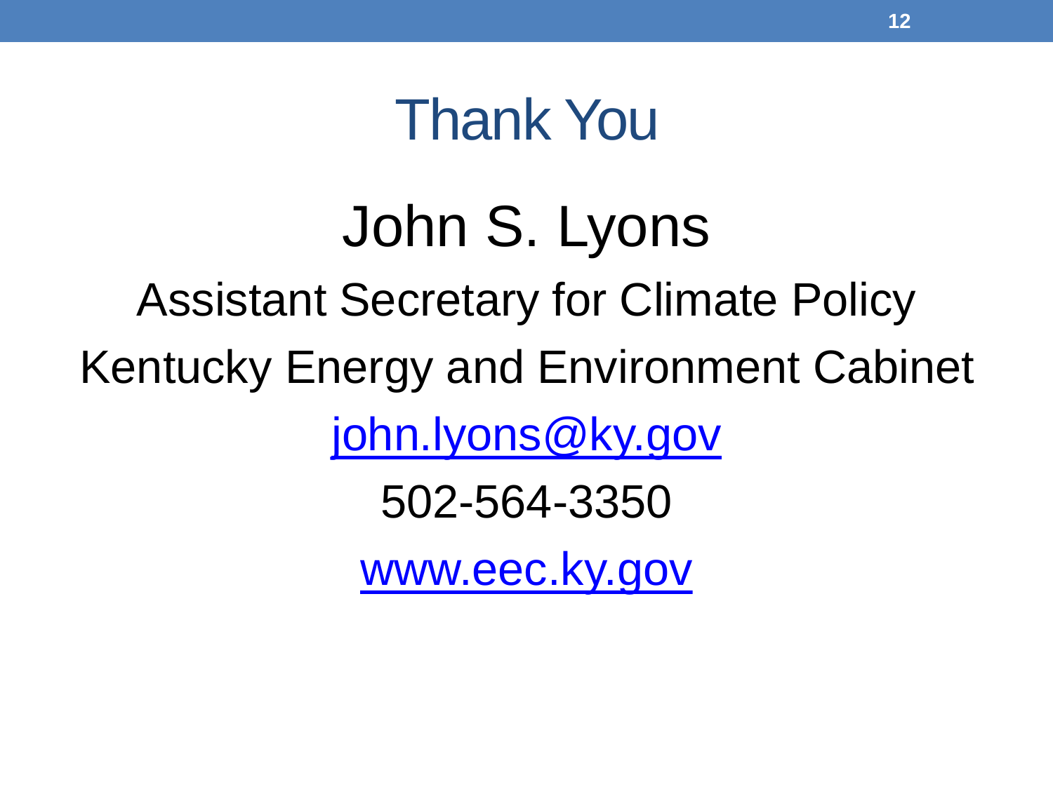# Thank You

John S. Lyons

Assistant Secretary for Climate Policy

Kentucky Energy and Environment Cabinet

john.lyons@ky.gov

502-564-3350

www.eec.ky.gov